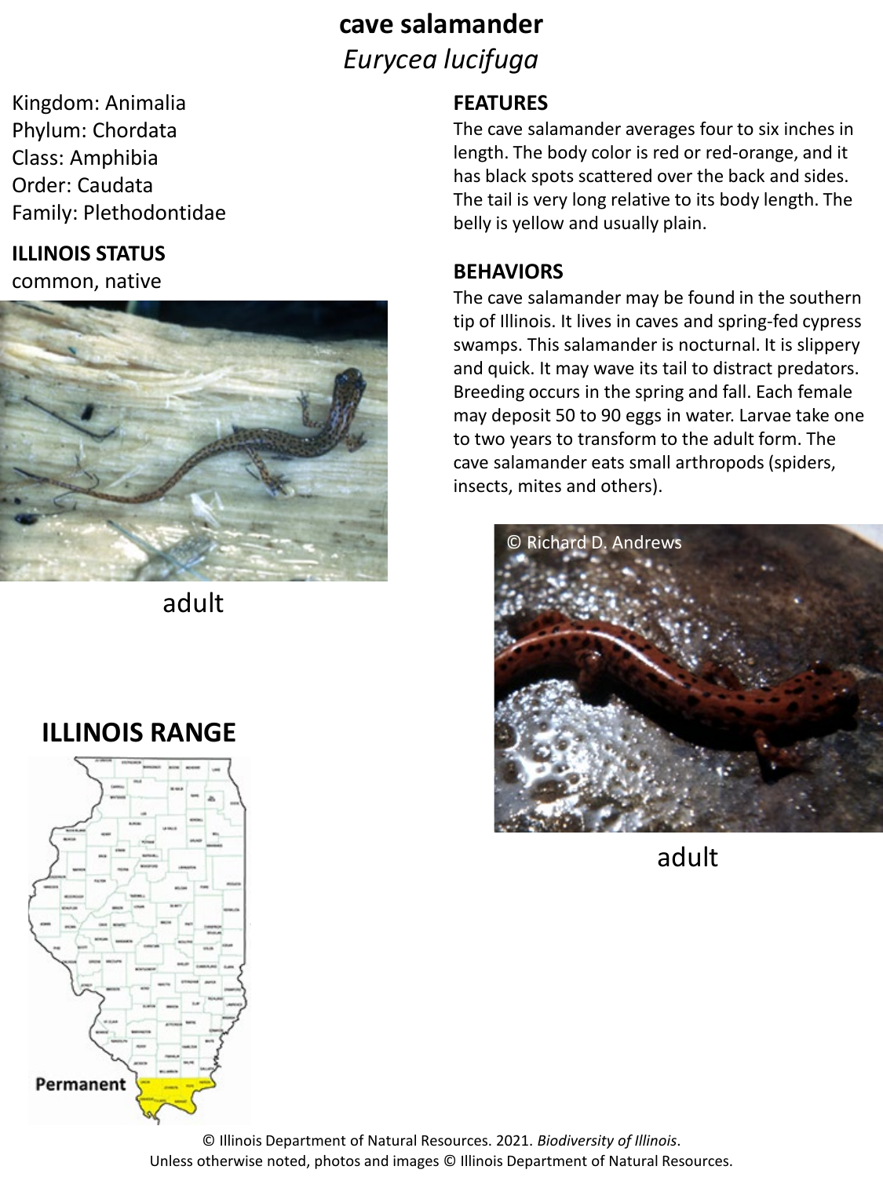# cave salamander
*Eurycea lucifuga*

Kingdom: Animalia
Phylum: Chordata
Class: Amphibia
Order: Caudata
Family: Plethodontidae

**ILLINOIS STATUS**

common, native

adult

## FEATURES

The cave salamander averages four to six inches in length. The body color is red or red-orange, and it has black spots scattered over the back and sides. The tail is very long relative to its body length. The belly is yellow and usually plain.

## BEHAVIORS

The cave salamander may be found in the southern tip of Illinois. It lives in caves and spring-fed cypress swamps. This salamander is nocturnal. It is slippery and quick. It may wave its tail to distract predators. Breeding occurs in the spring and fall. Each female may deposit 50 to 90 eggs in water. Larvae take one to two years to transform to the adult form. The cave salamander eats small arthropods (spiders, insects, mites and others).

© Richard D. Andrews

adult

## ILLINOIS RANGE

Permanent

© Illinois Department of Natural Resources. 2021. *Biodiversity of Illinois*.
Unless otherwise noted, photos and images © Illinois Department of Natural Resources.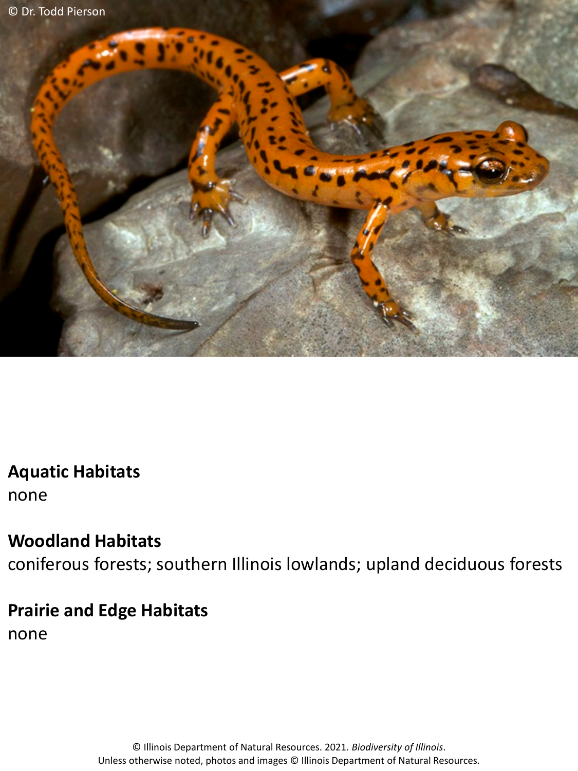© Dr. Todd Pierson

**Aquatic Habitats**
none

**Woodland Habitats**
coniferous forests; southern Illinois lowlands; upland deciduous forests

**Prairie and Edge Habitats**
none

© Illinois Department of Natural Resources. 2021. *Biodiversity of Illinois*.
Unless otherwise noted, photos and images © Illinois Department of Natural Resources.